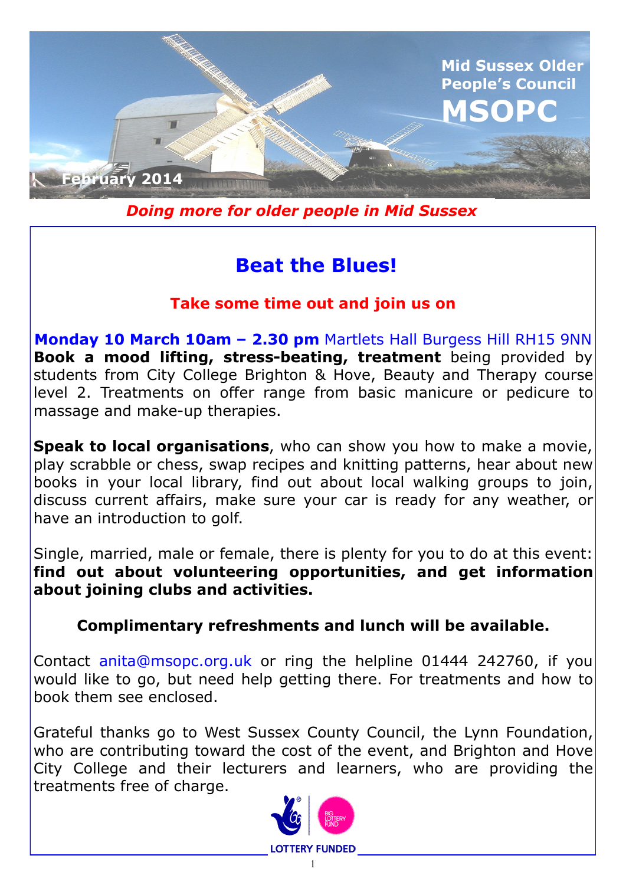Mid Sussex Older People's Council

# MSOPC

February 2014

*Doing more for older people in Mid Sussex*

## Beat the Blues!

**Take some time out and join us on**

**Monday 10 March 10am – 2.30 pm** Martlets Hall Burgess Hill RH15 9NN

**Book a mood lifting, stress-beating, treatment** being provided by students from City College Brighton & Hove, Beauty and Therapy course level 2. Treatments on offer range from basic manicure or pedicure to massage and make-up therapies.

**Speak to local organisations**, who can show you how to make a movie, play scrabble or chess, swap recipes and knitting patterns, hear about new books in your local library, find out about local walking groups to join, discuss current affairs, make sure your car is ready for any weather, or have an introduction to golf.

Single, married, male or female, there is plenty for you to do at this event: **find out about volunteering opportunities, and get information about joining clubs and activities.**

**Complimentary refreshments and lunch will be available.**

Contact anita@msopc.org.uk or ring the helpline 01444 242760, if you would like to go, but need help getting there. For treatments and how to book them see enclosed.

Grateful thanks go to West Sussex County Council, the Lynn Foundation, who are contributing toward the cost of the event, and Brighton and Hove City College and their lecturers and learners, who are providing the treatments free of charge.

LOTTERY FUNDED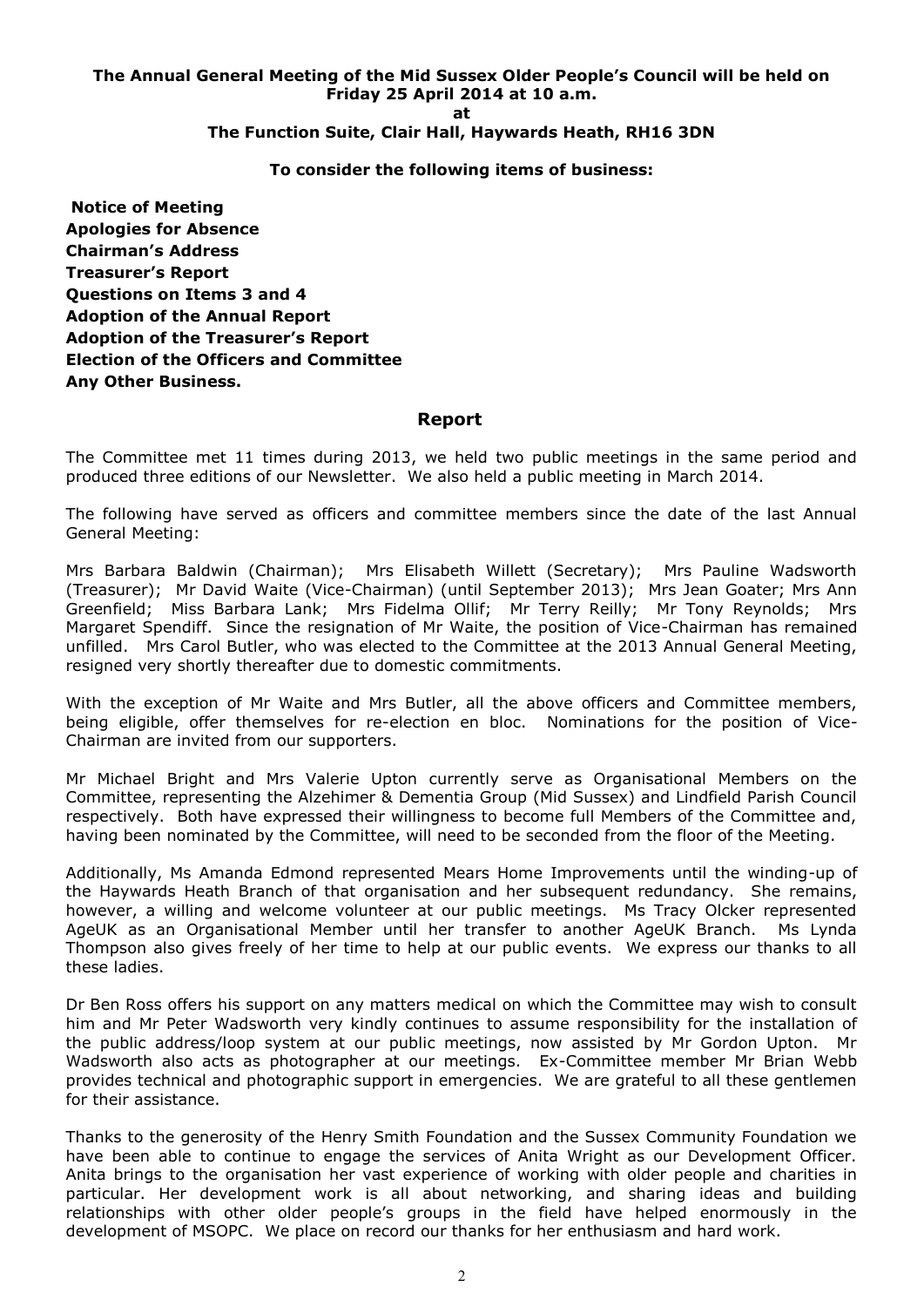**The Annual General Meeting of the Mid Sussex Older People's Council will be held on Friday 25 April 2014 at 10 a.m.**
**at**
**The Function Suite, Clair Hall, Haywards Heath, RH16 3DN**

**To consider the following items of business:**

**Notice of Meeting**
**Apologies for Absence**
**Chairman's Address**
**Treasurer's Report**
**Questions on Items 3 and 4**
**Adoption of the Annual Report**
**Adoption of the Treasurer's Report**
**Election of the Officers and Committee**
**Any Other Business.**

## Report

The Committee met 11 times during 2013, we held two public meetings in the same period and produced three editions of our Newsletter. We also held a public meeting in March 2014.

The following have served as officers and committee members since the date of the last Annual General Meeting:

Mrs Barbara Baldwin (Chairman); Mrs Elisabeth Willett (Secretary); Mrs Pauline Wadsworth (Treasurer); Mr David Waite (Vice-Chairman) (until September 2013); Mrs Jean Goater; Mrs Ann Greenfield; Miss Barbara Lank; Mrs Fidelma Ollif; Mr Terry Reilly; Mr Tony Reynolds; Mrs Margaret Spendiff. Since the resignation of Mr Waite, the position of Vice-Chairman has remained unfilled. Mrs Carol Butler, who was elected to the Committee at the 2013 Annual General Meeting, resigned very shortly thereafter due to domestic commitments.

With the exception of Mr Waite and Mrs Butler, all the above officers and Committee members, being eligible, offer themselves for re-election en bloc. Nominations for the position of Vice-Chairman are invited from our supporters.

Mr Michael Bright and Mrs Valerie Upton currently serve as Organisational Members on the Committee, representing the Alzehimer & Dementia Group (Mid Sussex) and Lindfield Parish Council respectively. Both have expressed their willingness to become full Members of the Committee and, having been nominated by the Committee, will need to be seconded from the floor of the Meeting.

Additionally, Ms Amanda Edmond represented Mears Home Improvements until the winding-up of the Haywards Heath Branch of that organisation and her subsequent redundancy. She remains, however, a willing and welcome volunteer at our public meetings. Ms Tracy Olcker represented AgeUK as an Organisational Member until her transfer to another AgeUK Branch. Ms Lynda Thompson also gives freely of her time to help at our public events. We express our thanks to all these ladies.

Dr Ben Ross offers his support on any matters medical on which the Committee may wish to consult him and Mr Peter Wadsworth very kindly continues to assume responsibility for the installation of the public address/loop system at our public meetings, now assisted by Mr Gordon Upton. Mr Wadsworth also acts as photographer at our meetings. Ex-Committee member Mr Brian Webb provides technical and photographic support in emergencies. We are grateful to all these gentlemen for their assistance.

Thanks to the generosity of the Henry Smith Foundation and the Sussex Community Foundation we have been able to continue to engage the services of Anita Wright as our Development Officer. Anita brings to the organisation her vast experience of working with older people and charities in particular. Her development work is all about networking, and sharing ideas and building relationships with other older people's groups in the field have helped enormously in the development of MSOPC. We place on record our thanks for her enthusiasm and hard work.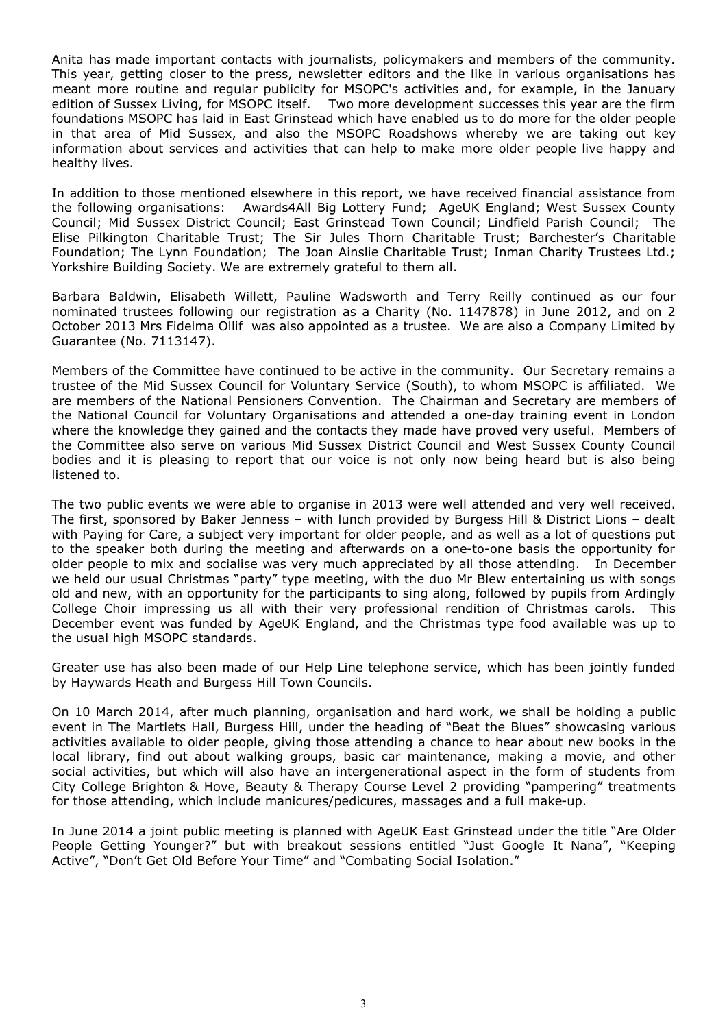Anita has made important contacts with journalists, policymakers and members of the community. This year, getting closer to the press, newsletter editors and the like in various organisations has meant more routine and regular publicity for MSOPC's activities and, for example, in the January edition of Sussex Living, for MSOPC itself. Two more development successes this year are the firm foundations MSOPC has laid in East Grinstead which have enabled us to do more for the older people in that area of Mid Sussex, and also the MSOPC Roadshows whereby we are taking out key information about services and activities that can help to make more older people live happy and healthy lives.

In addition to those mentioned elsewhere in this report, we have received financial assistance from the following organisations: Awards4All Big Lottery Fund; AgeUK England; West Sussex County Council; Mid Sussex District Council; East Grinstead Town Council; Lindfield Parish Council; The Elise Pilkington Charitable Trust; The Sir Jules Thorn Charitable Trust; Barchester's Charitable Foundation; The Lynn Foundation; The Joan Ainslie Charitable Trust; Inman Charity Trustees Ltd.; Yorkshire Building Society. We are extremely grateful to them all.

Barbara Baldwin, Elisabeth Willett, Pauline Wadsworth and Terry Reilly continued as our four nominated trustees following our registration as a Charity (No. 1147878) in June 2012, and on 2 October 2013 Mrs Fidelma Ollif was also appointed as a trustee. We are also a Company Limited by Guarantee (No. 7113147).

Members of the Committee have continued to be active in the community. Our Secretary remains a trustee of the Mid Sussex Council for Voluntary Service (South), to whom MSOPC is affiliated. We are members of the National Pensioners Convention. The Chairman and Secretary are members of the National Council for Voluntary Organisations and attended a one-day training event in London where the knowledge they gained and the contacts they made have proved very useful. Members of the Committee also serve on various Mid Sussex District Council and West Sussex County Council bodies and it is pleasing to report that our voice is not only now being heard but is also being listened to.

The two public events we were able to organise in 2013 were well attended and very well received. The first, sponsored by Baker Jenness – with lunch provided by Burgess Hill & District Lions – dealt with Paying for Care, a subject very important for older people, and as well as a lot of questions put to the speaker both during the meeting and afterwards on a one-to-one basis the opportunity for older people to mix and socialise was very much appreciated by all those attending. In December we held our usual Christmas "party" type meeting, with the duo Mr Blew entertaining us with songs old and new, with an opportunity for the participants to sing along, followed by pupils from Ardingly College Choir impressing us all with their very professional rendition of Christmas carols. This December event was funded by AgeUK England, and the Christmas type food available was up to the usual high MSOPC standards.

Greater use has also been made of our Help Line telephone service, which has been jointly funded by Haywards Heath and Burgess Hill Town Councils.

On 10 March 2014, after much planning, organisation and hard work, we shall be holding a public event in The Martlets Hall, Burgess Hill, under the heading of "Beat the Blues" showcasing various activities available to older people, giving those attending a chance to hear about new books in the local library, find out about walking groups, basic car maintenance, making a movie, and other social activities, but which will also have an intergenerational aspect in the form of students from City College Brighton & Hove, Beauty & Therapy Course Level 2 providing "pampering" treatments for those attending, which include manicures/pedicures, massages and a full make-up.

In June 2014 a joint public meeting is planned with AgeUK East Grinstead under the title "Are Older People Getting Younger?" but with breakout sessions entitled "Just Google It Nana", "Keeping Active", "Don't Get Old Before Your Time" and "Combating Social Isolation."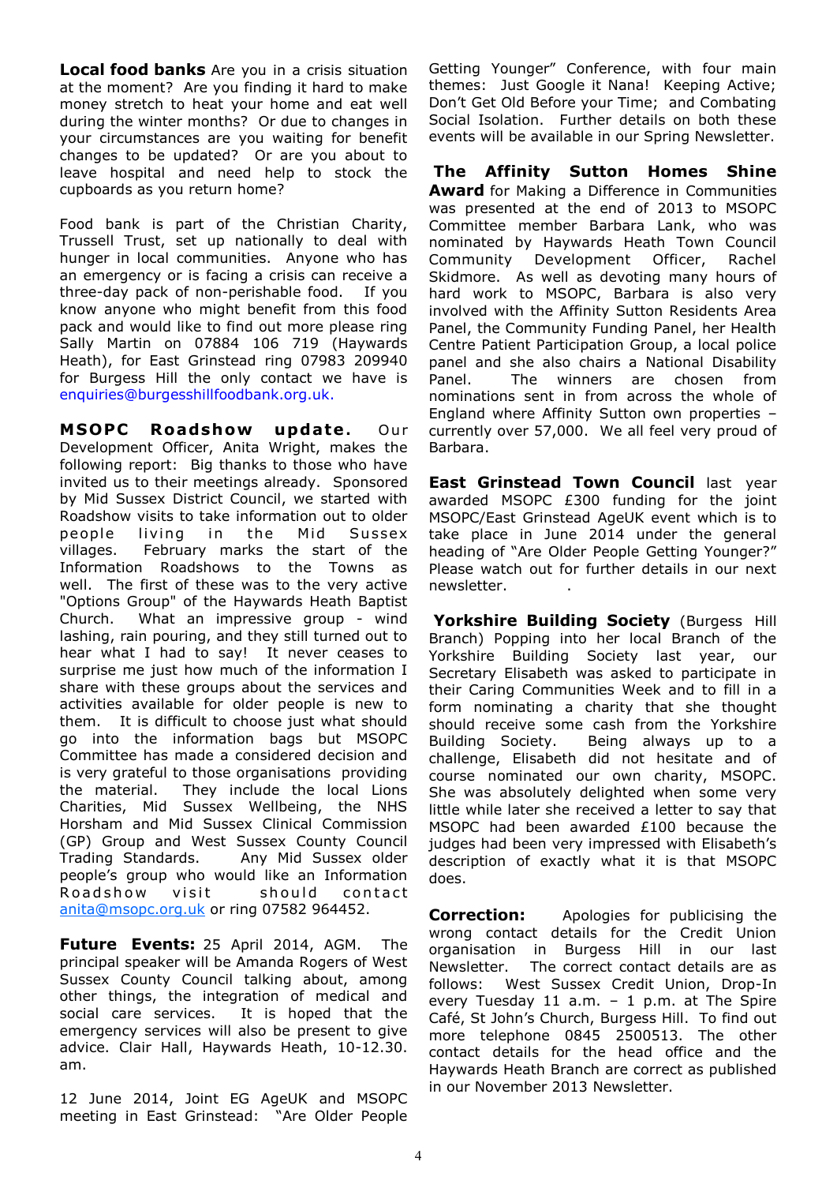**Local food banks** Are you in a crisis situation at the moment? Are you finding it hard to make money stretch to heat your home and eat well during the winter months? Or due to changes in your circumstances are you waiting for benefit changes to be updated? Or are you about to leave hospital and need help to stock the cupboards as you return home?

Food bank is part of the Christian Charity, Trussell Trust, set up nationally to deal with hunger in local communities. Anyone who has an emergency or is facing a crisis can receive a three-day pack of non-perishable food. If you know anyone who might benefit from this food pack and would like to find out more please ring Sally Martin on 07884 106 719 (Haywards Heath), for East Grinstead ring 07983 209940 for Burgess Hill the only contact we have is enquiries@burgesshillfoodbank.org.uk.

**MSOPC Roadshow update.** Our Development Officer, Anita Wright, makes the following report: Big thanks to those who have invited us to their meetings already. Sponsored by Mid Sussex District Council, we started with Roadshow visits to take information out to older people living in the Mid Sussex villages. February marks the start of the Information Roadshows to the Towns as well. The first of these was to the very active "Options Group" of the Haywards Heath Baptist Church. What an impressive group - wind lashing, rain pouring, and they still turned out to hear what I had to say! It never ceases to surprise me just how much of the information I share with these groups about the services and activities available for older people is new to them. It is difficult to choose just what should go into the information bags but MSOPC Committee has made a considered decision and is very grateful to those organisations providing the material. They include the local Lions Charities, Mid Sussex Wellbeing, the NHS Horsham and Mid Sussex Clinical Commission (GP) Group and West Sussex County Council Trading Standards. Any Mid Sussex older people's group who would like an Information Roadshow visit should contact anita@msopc.org.uk or ring 07582 964452.

**Future Events:** 25 April 2014, AGM. The principal speaker will be Amanda Rogers of West Sussex County Council talking about, among other things, the integration of medical and social care services. It is hoped that the emergency services will also be present to give advice. Clair Hall, Haywards Heath, 10-12.30. am.

12 June 2014, Joint EG AgeUK and MSOPC meeting in East Grinstead: "Are Older People Getting Younger" Conference, with four main themes: Just Google it Nana! Keeping Active; Don't Get Old Before your Time; and Combating Social Isolation. Further details on both these events will be available in our Spring Newsletter.

**The Affinity Sutton Homes Shine Award** for Making a Difference in Communities was presented at the end of 2013 to MSOPC Committee member Barbara Lank, who was nominated by Haywards Heath Town Council Community Development Officer, Rachel Skidmore. As well as devoting many hours of hard work to MSOPC, Barbara is also very involved with the Affinity Sutton Residents Area Panel, the Community Funding Panel, her Health Centre Patient Participation Group, a local police panel and she also chairs a National Disability Panel. The winners are chosen from nominations sent in from across the whole of England where Affinity Sutton own properties – currently over 57,000. We all feel very proud of Barbara.

**East Grinstead Town Council** last year awarded MSOPC £300 funding for the joint MSOPC/East Grinstead AgeUK event which is to take place in June 2014 under the general heading of "Are Older People Getting Younger?" Please watch out for further details in our next newsletter.

**Yorkshire Building Society** (Burgess Hill Branch) Popping into her local Branch of the Yorkshire Building Society last year, our Secretary Elisabeth was asked to participate in their Caring Communities Week and to fill in a form nominating a charity that she thought should receive some cash from the Yorkshire Building Society. Being always up to a challenge, Elisabeth did not hesitate and of course nominated our own charity, MSOPC. She was absolutely delighted when some very little while later she received a letter to say that MSOPC had been awarded £100 because the judges had been very impressed with Elisabeth's description of exactly what it is that MSOPC does.

**Correction:** Apologies for publicising the wrong contact details for the Credit Union organisation in Burgess Hill in our last Newsletter. The correct contact details are as follows: West Sussex Credit Union, Drop-In every Tuesday 11 a.m. – 1 p.m. at The Spire Café, St John's Church, Burgess Hill. To find out more telephone 0845 2500513. The other contact details for the head office and the Haywards Heath Branch are correct as published in our November 2013 Newsletter.